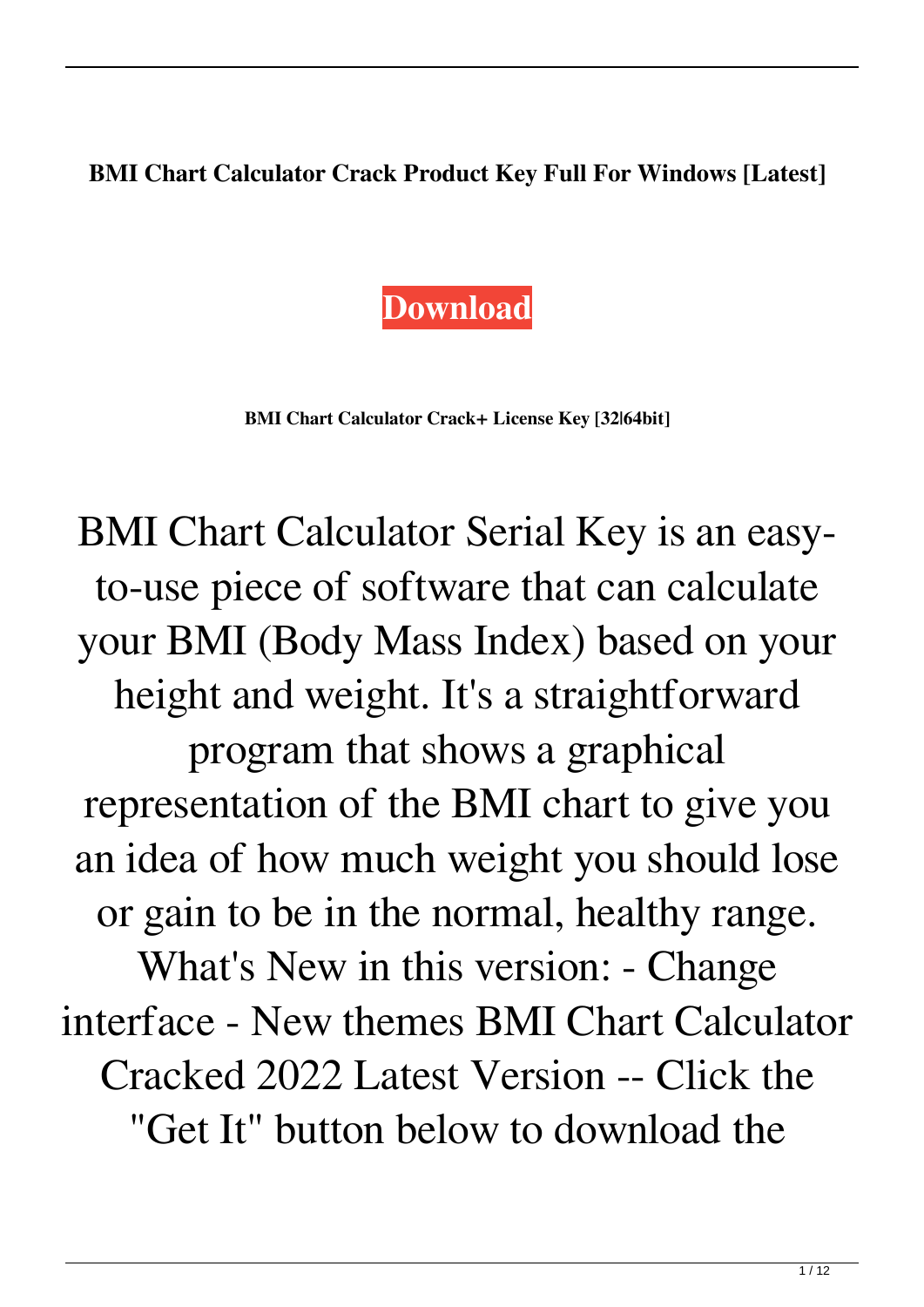**BMI Chart Calculator Crack Product Key Full For Windows [Latest]**

**Download**

**BMI Chart Calculator Crack+ License Key [32|64bit]**

BMI Chart Calculator Serial Key is an easy-to-use piece of software that can calculate your BMI (Body Mass Index) based on your height and weight. It's a straightforward program that shows a graphical representation of the BMI chart to give you an idea of how much weight you should lose or gain to be in the normal, healthy range. What's New in this version: - Change interface - New themes BMI Chart Calculator Cracked 2022 Latest Version -- Click the "Get It" button below to download the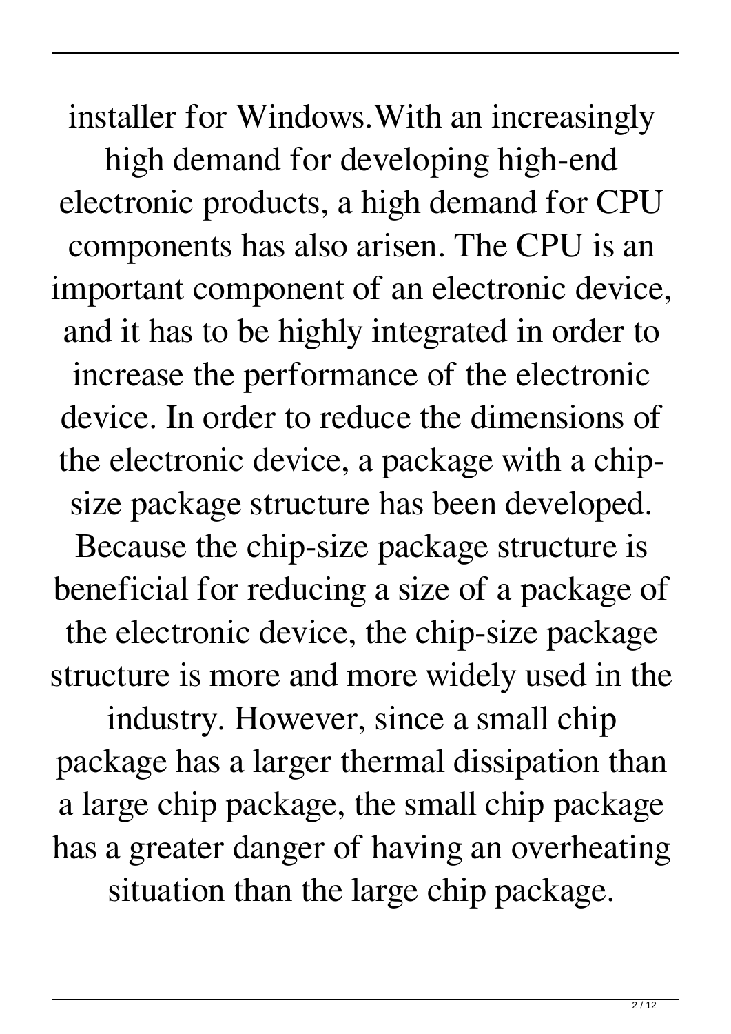installer for Windows.With an increasingly high demand for developing high-end electronic products, a high demand for CPU components has also arisen. The CPU is an important component of an electronic device, and it has to be highly integrated in order to increase the performance of the electronic device. In order to reduce the dimensions of the electronic device, a package with a chip-size package structure has been developed. Because the chip-size package structure is beneficial for reducing a size of a package of the electronic device, the chip-size package structure is more and more widely used in the industry. However, since a small chip package has a larger thermal dissipation than a large chip package, the small chip package has a greater danger of having an overheating situation than the large chip package.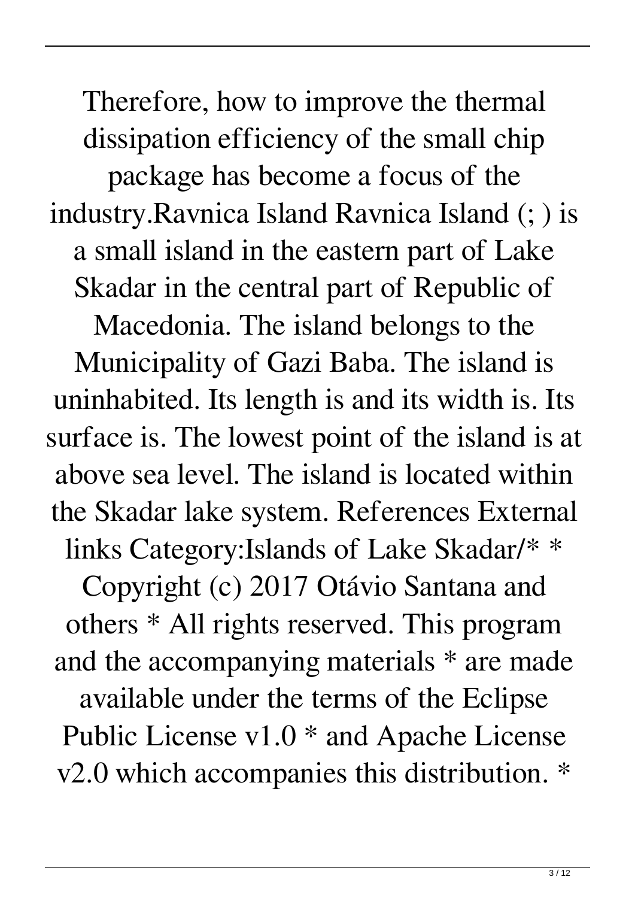Therefore, how to improve the thermal dissipation efficiency of the small chip package has become a focus of the industry.Ravnica Island Ravnica Island (; ) is a small island in the eastern part of Lake Skadar in the central part of Republic of Macedonia. The island belongs to the Municipality of Gazi Baba. The island is uninhabited. Its length is and its width is. Its surface is. The lowest point of the island is at above sea level. The island is located within the Skadar lake system. References External links Category:Islands of Lake Skadar/* * Copyright (c) 2017 Otávio Santana and others * All rights reserved. This program and the accompanying materials * are made available under the terms of the Eclipse Public License v1.0 * and Apache License v2.0 which accompanies this distribution. *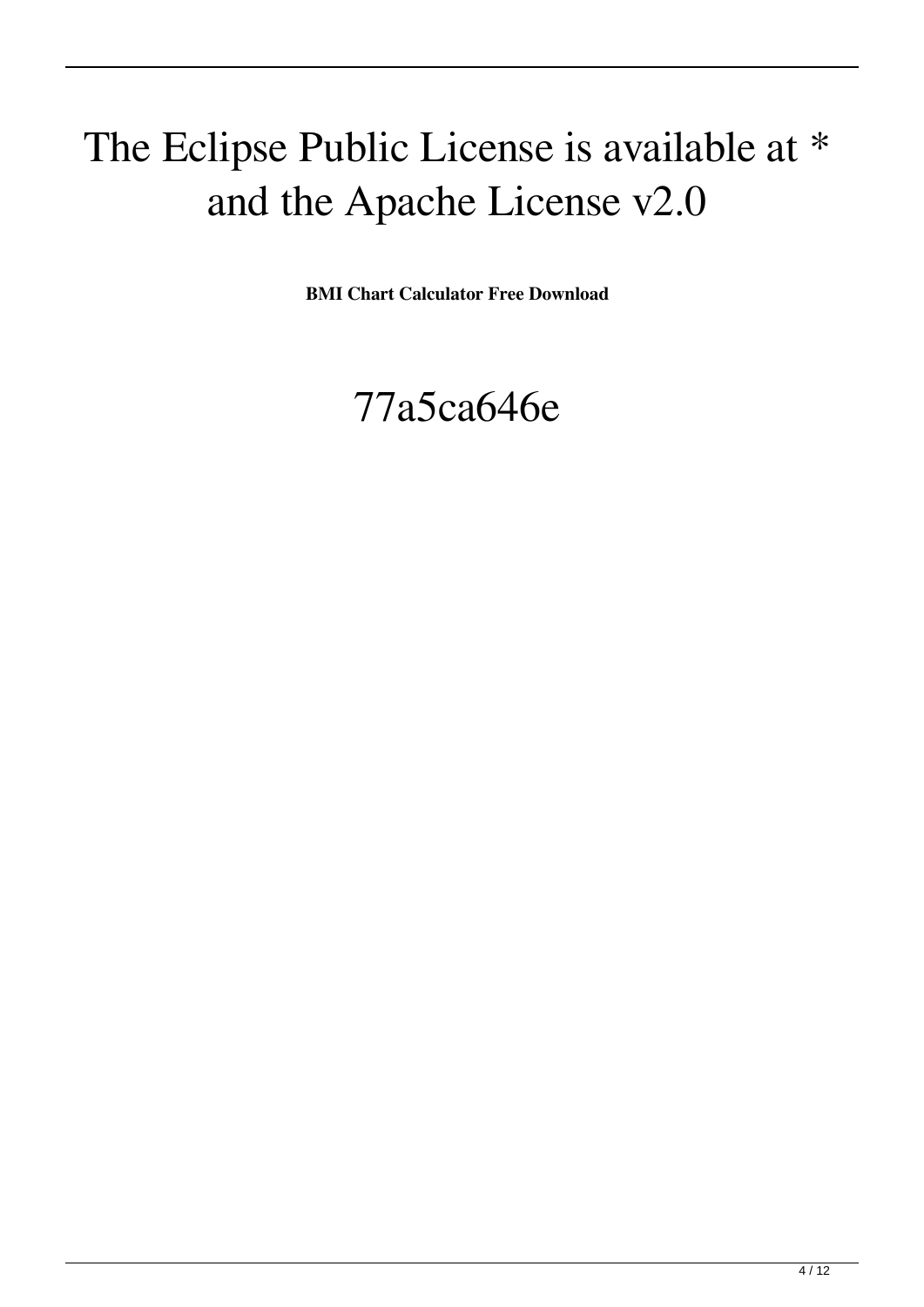# The Eclipse Public License is available at * and the Apache License v2.0

**BMI Chart Calculator Free Download**

## 77a5ca646e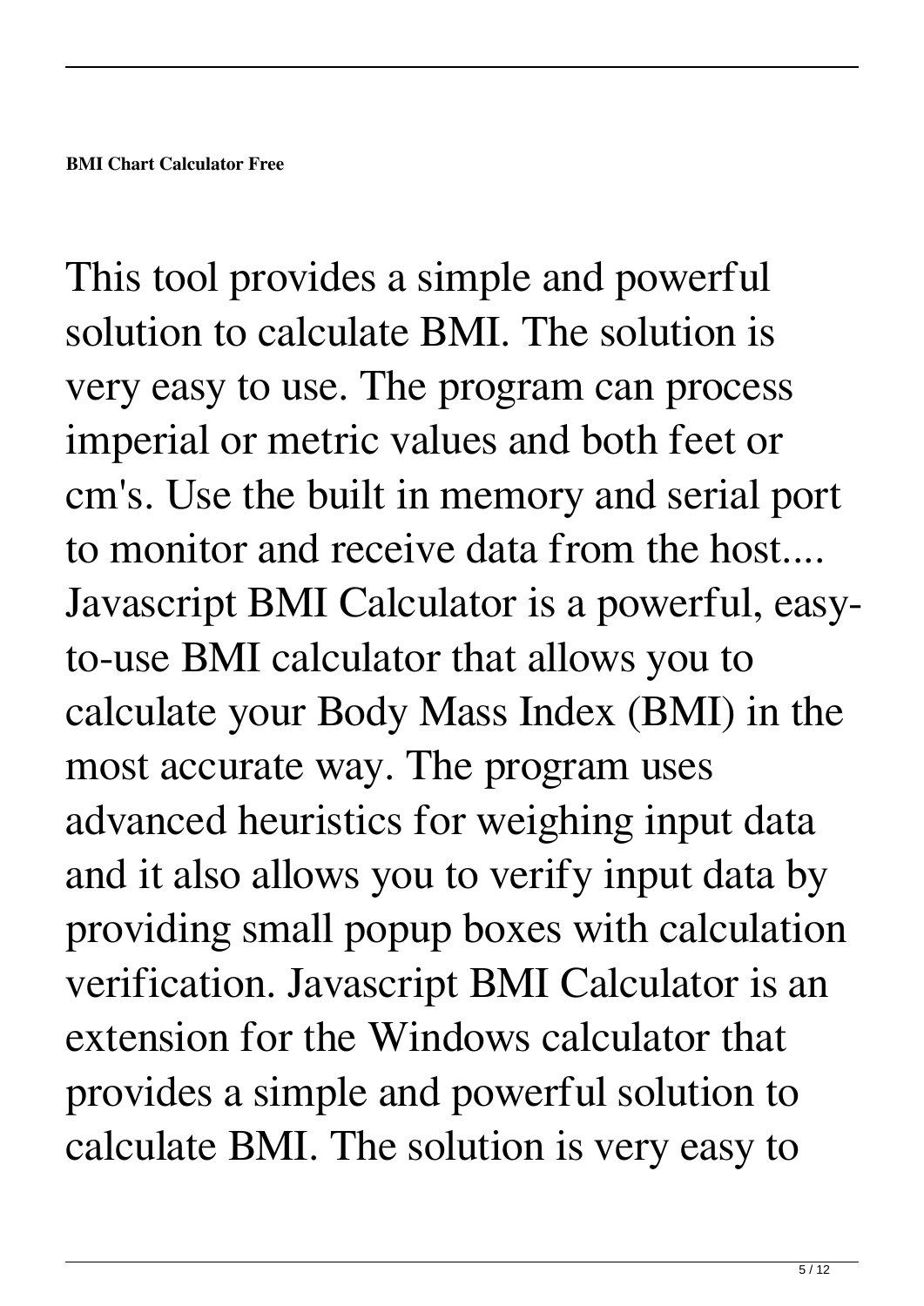**BMI Chart Calculator Free**

This tool provides a simple and powerful solution to calculate BMI. The solution is very easy to use. The program can process imperial or metric values and both feet or cm's. Use the built in memory and serial port to monitor and receive data from the host.... Javascript BMI Calculator is a powerful, easy-to-use BMI calculator that allows you to calculate your Body Mass Index (BMI) in the most accurate way. The program uses advanced heuristics for weighing input data and it also allows you to verify input data by providing small popup boxes with calculation verification. Javascript BMI Calculator is an extension for the Windows calculator that provides a simple and powerful solution to calculate BMI. The solution is very easy to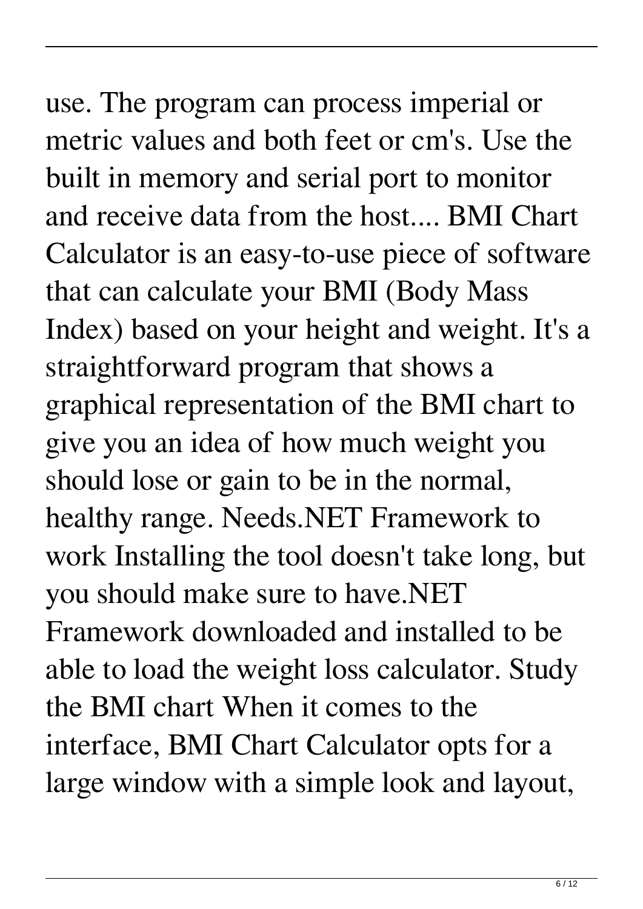use. The program can process imperial or metric values and both feet or cm's. Use the built in memory and serial port to monitor and receive data from the host.... BMI Chart Calculator is an easy-to-use piece of software that can calculate your BMI (Body Mass Index) based on your height and weight. It's a straightforward program that shows a graphical representation of the BMI chart to give you an idea of how much weight you should lose or gain to be in the normal, healthy range. Needs.NET Framework to work Installing the tool doesn't take long, but you should make sure to have.NET Framework downloaded and installed to be able to load the weight loss calculator. Study the BMI chart When it comes to the interface, BMI Chart Calculator opts for a large window with a simple look and layout,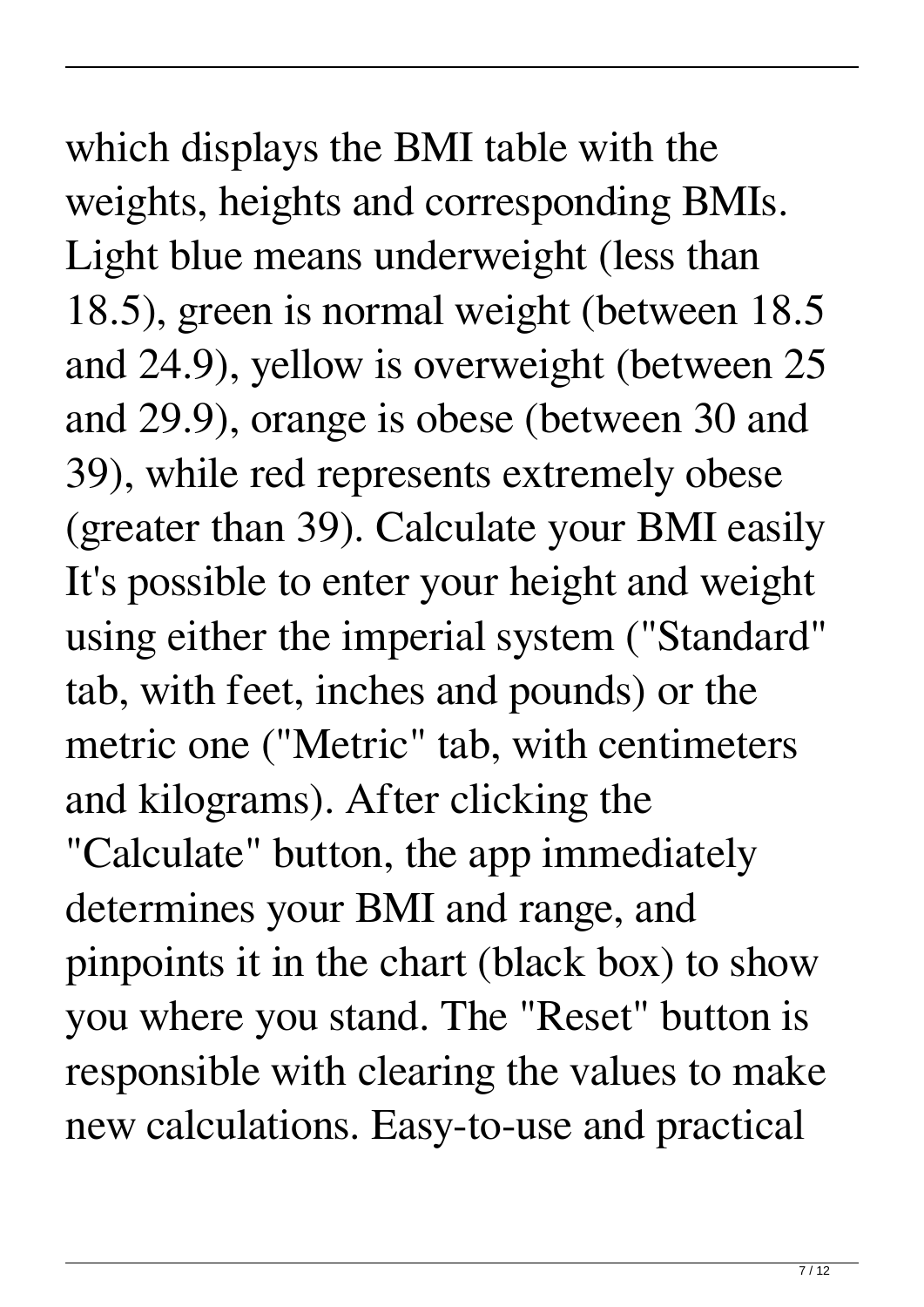which displays the BMI table with the weights, heights and corresponding BMIs. Light blue means underweight (less than 18.5), green is normal weight (between 18.5 and 24.9), yellow is overweight (between 25 and 29.9), orange is obese (between 30 and 39), while red represents extremely obese (greater than 39). Calculate your BMI easily It's possible to enter your height and weight using either the imperial system ("Standard" tab, with feet, inches and pounds) or the metric one ("Metric" tab, with centimeters and kilograms). After clicking the "Calculate" button, the app immediately determines your BMI and range, and pinpoints it in the chart (black box) to show you where you stand. The "Reset" button is responsible with clearing the values to make new calculations. Easy-to-use and practical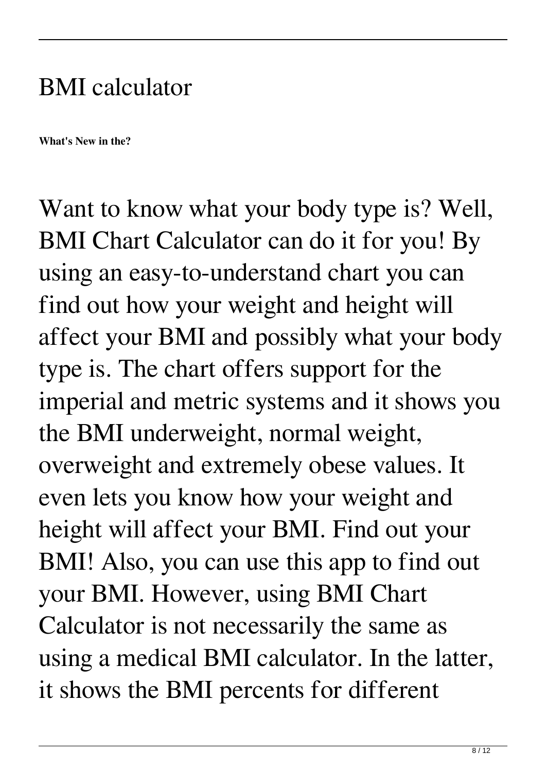# BMI calculator

**What's New in the?**

Want to know what your body type is? Well, BMI Chart Calculator can do it for you! By using an easy-to-understand chart you can find out how your weight and height will affect your BMI and possibly what your body type is. The chart offers support for the imperial and metric systems and it shows you the BMI underweight, normal weight, overweight and extremely obese values. It even lets you know how your weight and height will affect your BMI. Find out your BMI! Also, you can use this app to find out your BMI. However, using BMI Chart Calculator is not necessarily the same as using a medical BMI calculator. In the latter, it shows the BMI percents for different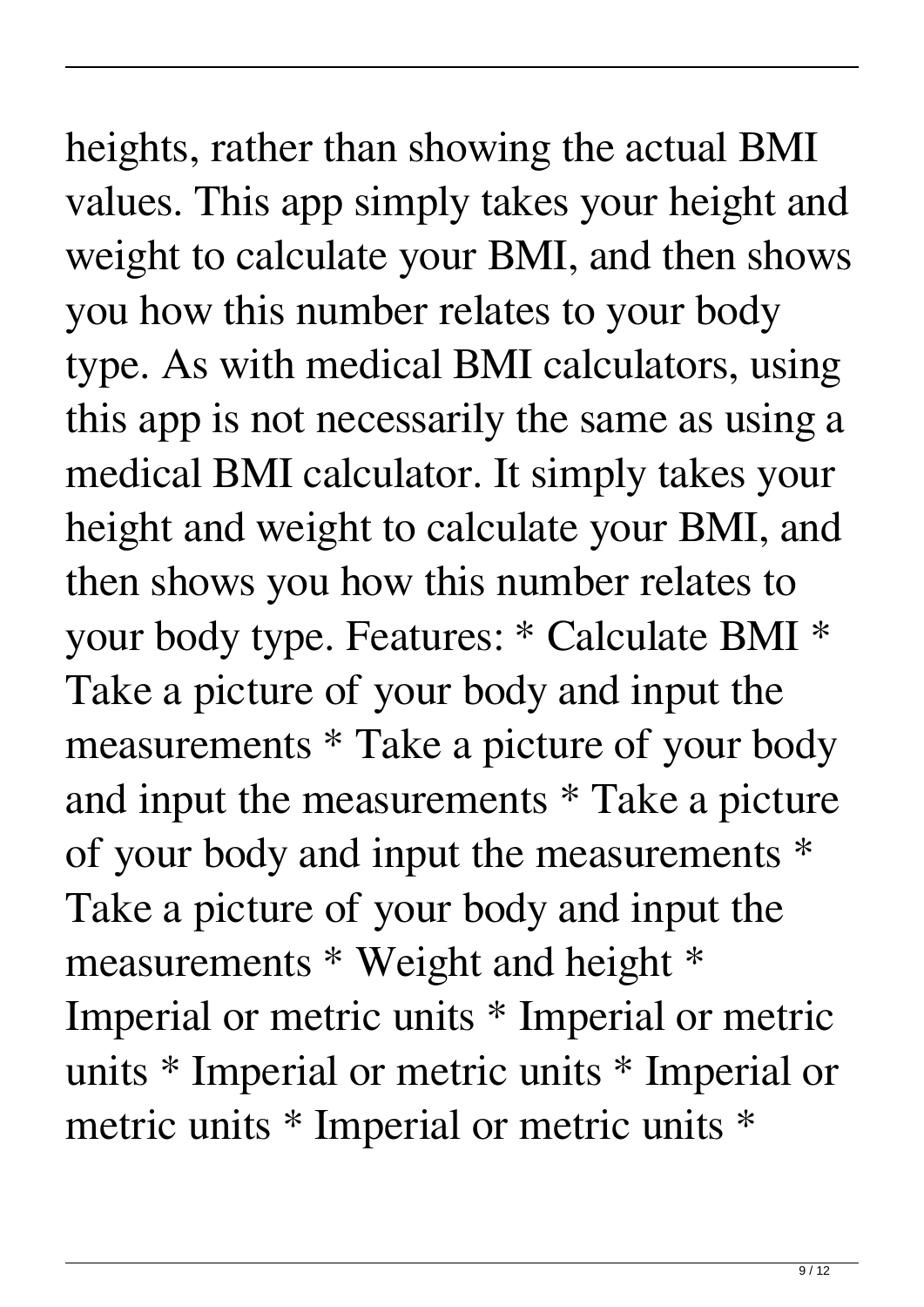heights, rather than showing the actual BMI values. This app simply takes your height and weight to calculate your BMI, and then shows you how this number relates to your body type. As with medical BMI calculators, using this app is not necessarily the same as using a medical BMI calculator. It simply takes your height and weight to calculate your BMI, and then shows you how this number relates to your body type. Features: * Calculate BMI * Take a picture of your body and input the measurements * Take a picture of your body and input the measurements * Take a picture of your body and input the measurements * Take a picture of your body and input the measurements * Weight and height * Imperial or metric units * Imperial or metric units * Imperial or metric units * Imperial or metric units * Imperial or metric units *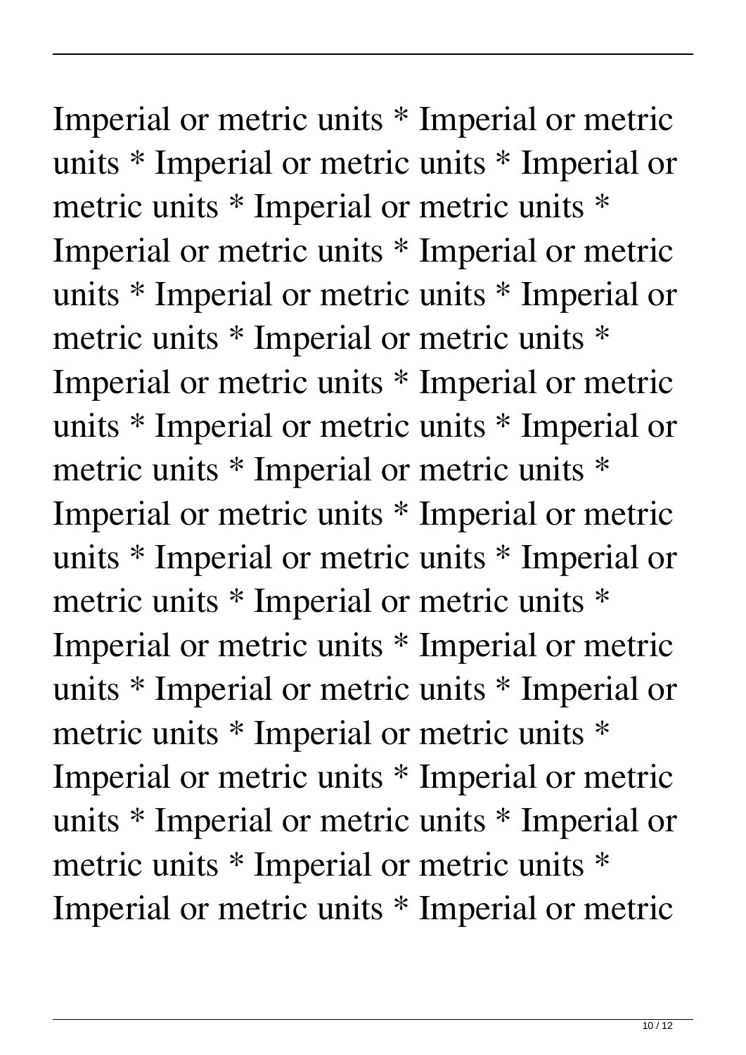Imperial or metric units * Imperial or metric units * Imperial or metric units * Imperial or metric units * Imperial or metric units * Imperial or metric units * Imperial or metric units * Imperial or metric units * Imperial or metric units * Imperial or metric units * Imperial or metric units * Imperial or metric units * Imperial or metric units * Imperial or metric units * Imperial or metric units * Imperial or metric units * Imperial or metric units * Imperial or metric units * Imperial or metric units * Imperial or metric units * Imperial or metric units * Imperial or metric units * Imperial or metric units * Imperial or metric units * Imperial or metric units * Imperial or metric units * Imperial or metric units * Imperial or metric units * Imperial or metric units * Imperial or metric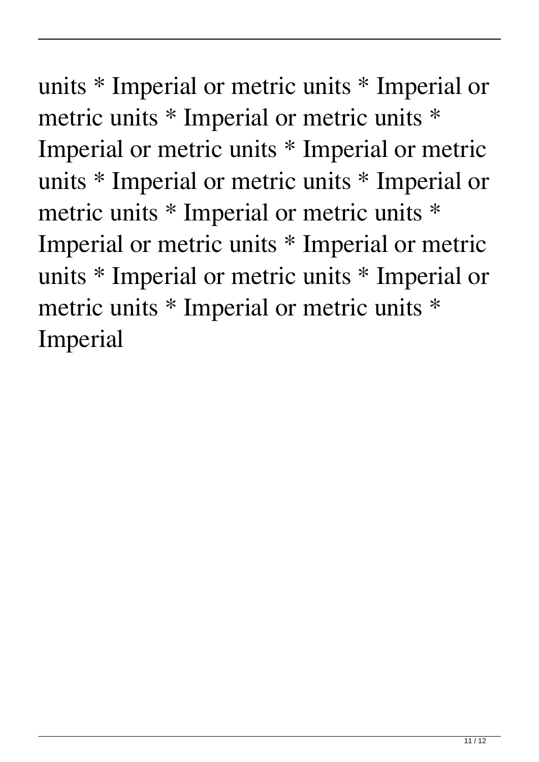units * Imperial or metric units * Imperial or metric units * Imperial or metric units * Imperial or metric units * Imperial or metric units * Imperial or metric units * Imperial or metric units * Imperial or metric units * Imperial or metric units * Imperial or metric units * Imperial or metric units * Imperial or metric units * Imperial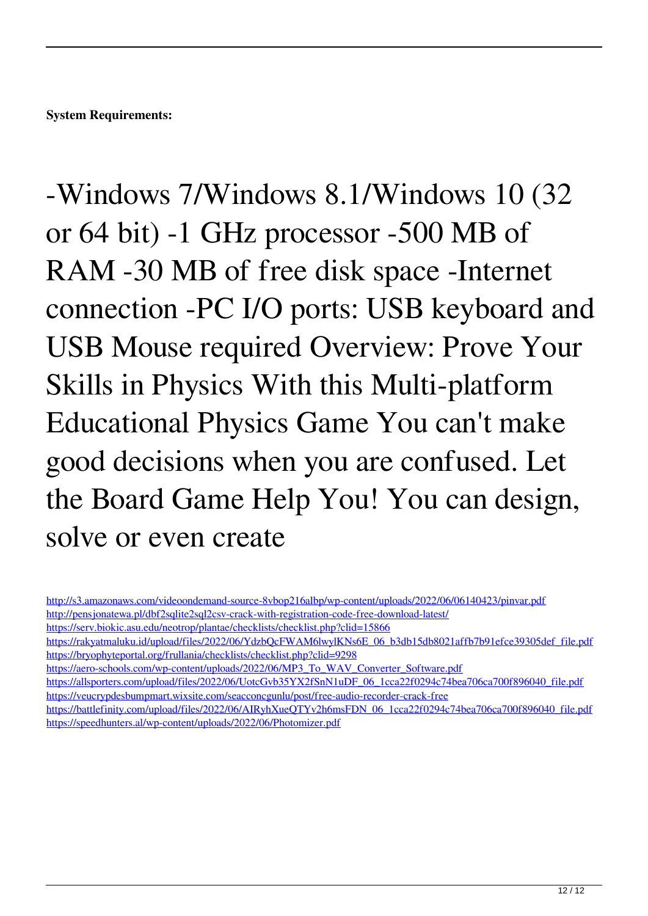**System Requirements:**

-Windows 7/Windows 8.1/Windows 10 (32 or 64 bit) -1 GHz processor -500 MB of RAM -30 MB of free disk space -Internet connection -PC I/O ports: USB keyboard and USB Mouse required Overview: Prove Your Skills in Physics With this Multi-platform Educational Physics Game You can't make good decisions when you are confused. Let the Board Game Help You! You can design, solve or even create

http://s3.amazonaws.com/videoondemand-source-8vbop216albp/wp-content/uploads/2022/06/06140423/pinvar.pdf
http://pensjonatewa.pl/dbf2sqlite2sql2csv-crack-with-registration-code-free-download-latest/
https://serv.biokic.asu.edu/neotrop/plantae/checklists/checklist.php?clid=15866
https://rakyatmaluku.id/upload/files/2022/06/YdzbQcFWAM6lwylKNs6E_06_b3db15db8021affb7b91efce39305def_file.pdf
https://bryophyteportal.org/frullania/checklists/checklist.php?clid=9298
https://aero-schools.com/wp-content/uploads/2022/06/MP3_To_WAV_Converter_Software.pdf
https://allsporters.com/upload/files/2022/06/UotcGvb35YX2fSnN1uDF_06_1cca22f0294c74bea706ca700f896040_file.pdf
https://veucrypdesbumpmart.wixsite.com/seacconcgunlu/post/free-audio-recorder-crack-free
https://battlefinity.com/upload/files/2022/06/AIRyhXueQTYv2h6msFDN_06_1cca22f0294c74bea706ca700f896040_file.pdf
https://speedhunters.al/wp-content/uploads/2022/06/Photomizer.pdf